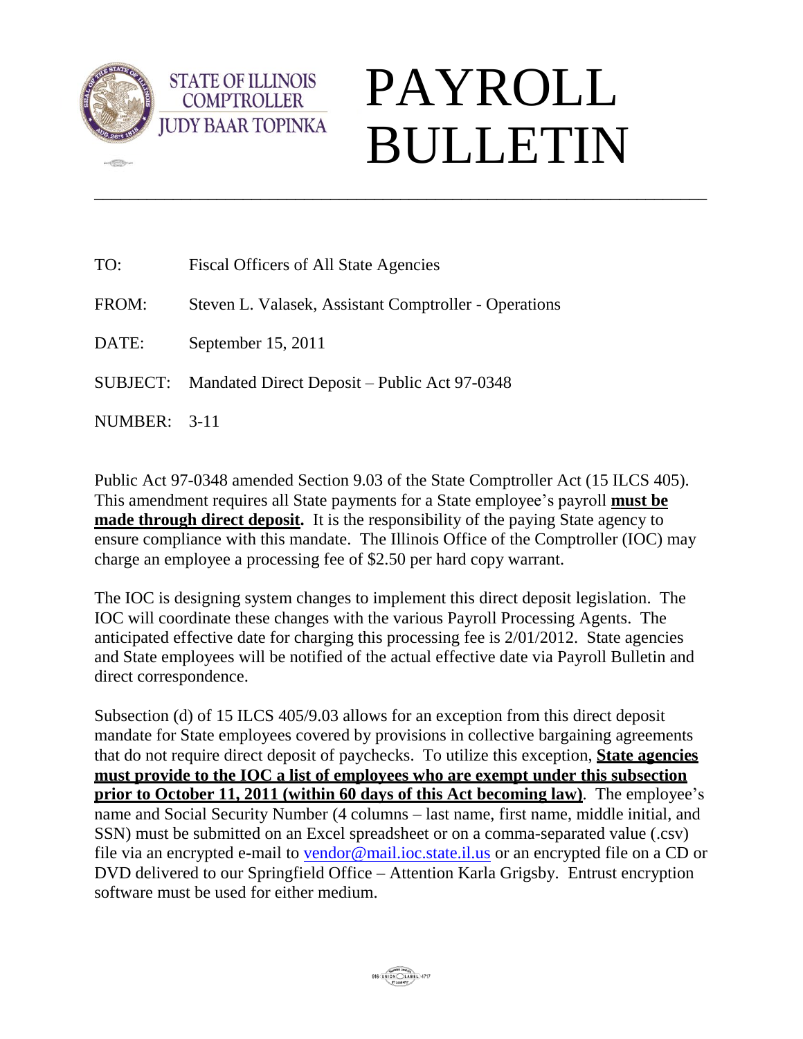STATE OF ILLINOIS
COMPTROLLER
JUDY BAAR TOPINKA

# PAYROLL BULLETIN

---

TO: Fiscal Officers of All State Agencies

FROM: Steven L. Valasek, Assistant Comptroller - Operations

DATE: September 15, 2011

SUBJECT: Mandated Direct Deposit – Public Act 97-0348

NUMBER: 3-11

Public Act 97-0348 amended Section 9.03 of the State Comptroller Act (15 ILCS 405). This amendment requires all State payments for a State employee's payroll **must be made through direct deposit.** It is the responsibility of the paying State agency to ensure compliance with this mandate. The Illinois Office of the Comptroller (IOC) may charge an employee a processing fee of $2.50 per hard copy warrant.

The IOC is designing system changes to implement this direct deposit legislation. The IOC will coordinate these changes with the various Payroll Processing Agents. The anticipated effective date for charging this processing fee is 2/01/2012. State agencies and State employees will be notified of the actual effective date via Payroll Bulletin and direct correspondence.

Subsection (d) of 15 ILCS 405/9.03 allows for an exception from this direct deposit mandate for State employees covered by provisions in collective bargaining agreements that do not require direct deposit of paychecks. To utilize this exception, **State agencies must provide to the IOC a list of employees who are exempt under this subsection prior to October 11, 2011 (within 60 days of this Act becoming law)**. The employee's name and Social Security Number (4 columns – last name, first name, middle initial, and SSN) must be submitted on an Excel spreadsheet or on a comma-separated value (.csv) file via an encrypted e-mail to vendor@mail.ioc.state.il.us or an encrypted file on a CD or DVD delivered to our Springfield Office – Attention Karla Grigsby. Entrust encryption software must be used for either medium.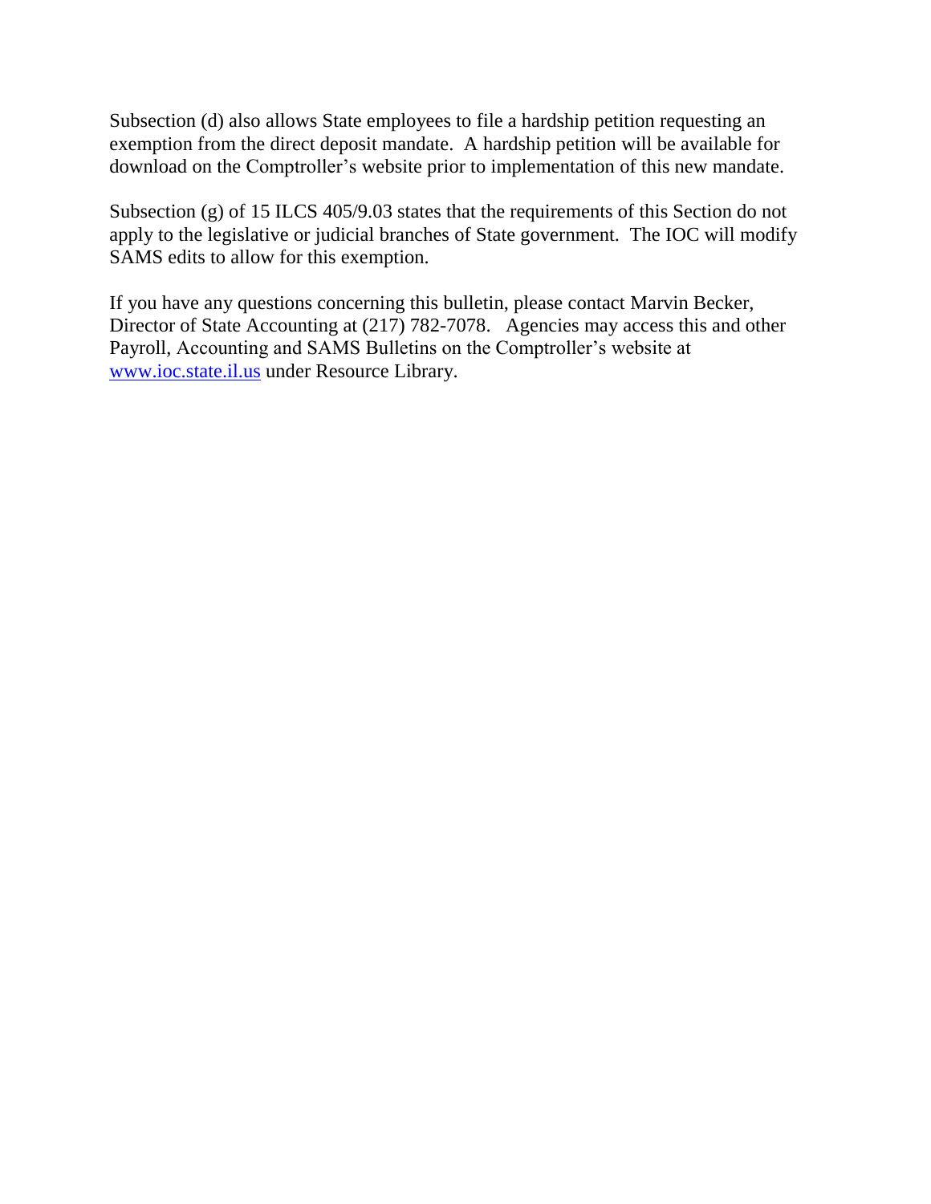Subsection (d) also allows State employees to file a hardship petition requesting an exemption from the direct deposit mandate. A hardship petition will be available for download on the Comptroller's website prior to implementation of this new mandate.

Subsection (g) of 15 ILCS 405/9.03 states that the requirements of this Section do not apply to the legislative or judicial branches of State government. The IOC will modify SAMS edits to allow for this exemption.

If you have any questions concerning this bulletin, please contact Marvin Becker, Director of State Accounting at (217) 782-7078. Agencies may access this and other Payroll, Accounting and SAMS Bulletins on the Comptroller's website at [www.ioc.state.il.us](http://www.ioc.state.il.us) under Resource Library.